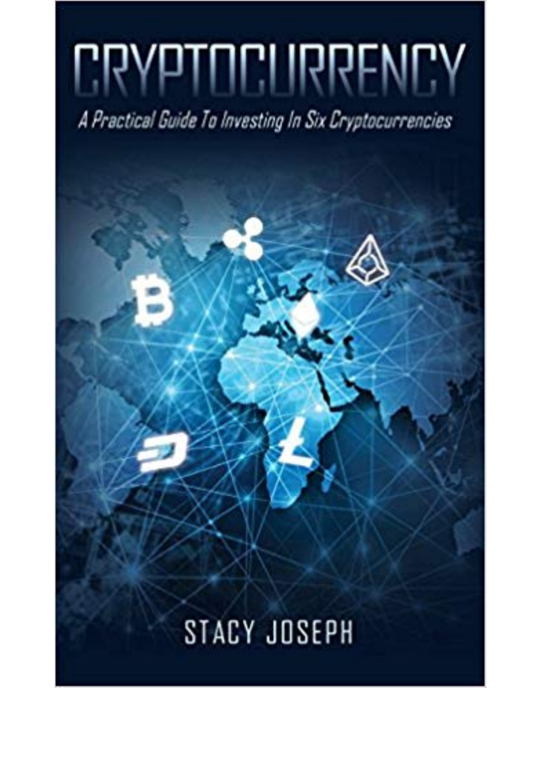# CRYPTOCURRENCY

*A Practical Guide To Investing In Six Cryptocurrencies*

STACY JOSEPH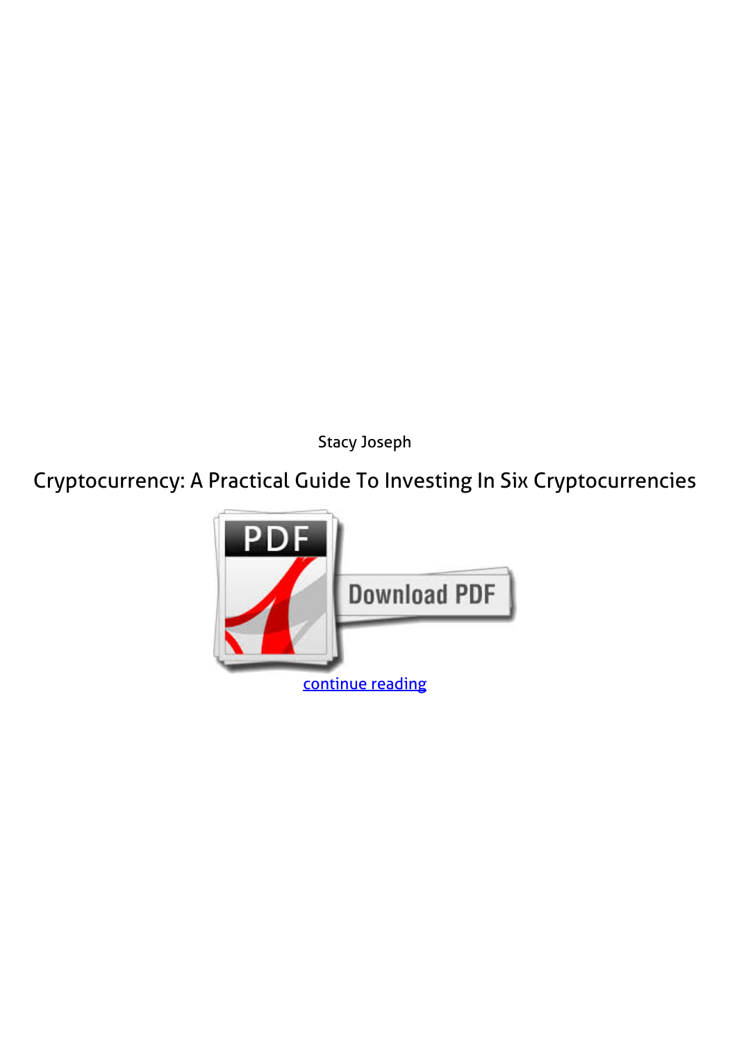Stacy Joseph

# Cryptocurrency: A Practical Guide To Investing In Six Cryptocurrencies

continue reading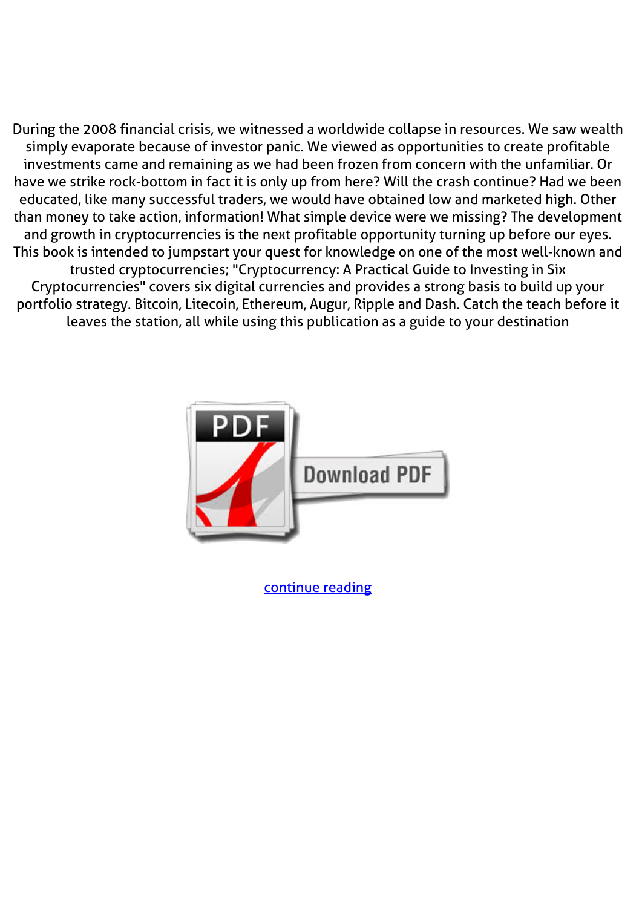During the 2008 financial crisis, we witnessed a worldwide collapse in resources. We saw wealth simply evaporate because of investor panic. We viewed as opportunities to create profitable investments came and remaining as we had been frozen from concern with the unfamiliar. Or have we strike rock-bottom in fact it is only up from here? Will the crash continue? Had we been educated, like many successful traders, we would have obtained low and marketed high. Other than money to take action, information! What simple device were we missing? The development and growth in cryptocurrencies is the next profitable opportunity turning up before our eyes. This book is intended to jumpstart your quest for knowledge on one of the most well-known and trusted cryptocurrencies; "Cryptocurrency: A Practical Guide to Investing in Six Cryptocurrencies" covers six digital currencies and provides a strong basis to build up your portfolio strategy. Bitcoin, Litecoin, Ethereum, Augur, Ripple and Dash. Catch the teach before it leaves the station, all while using this publication as a guide to your destination

Download PDF

continue reading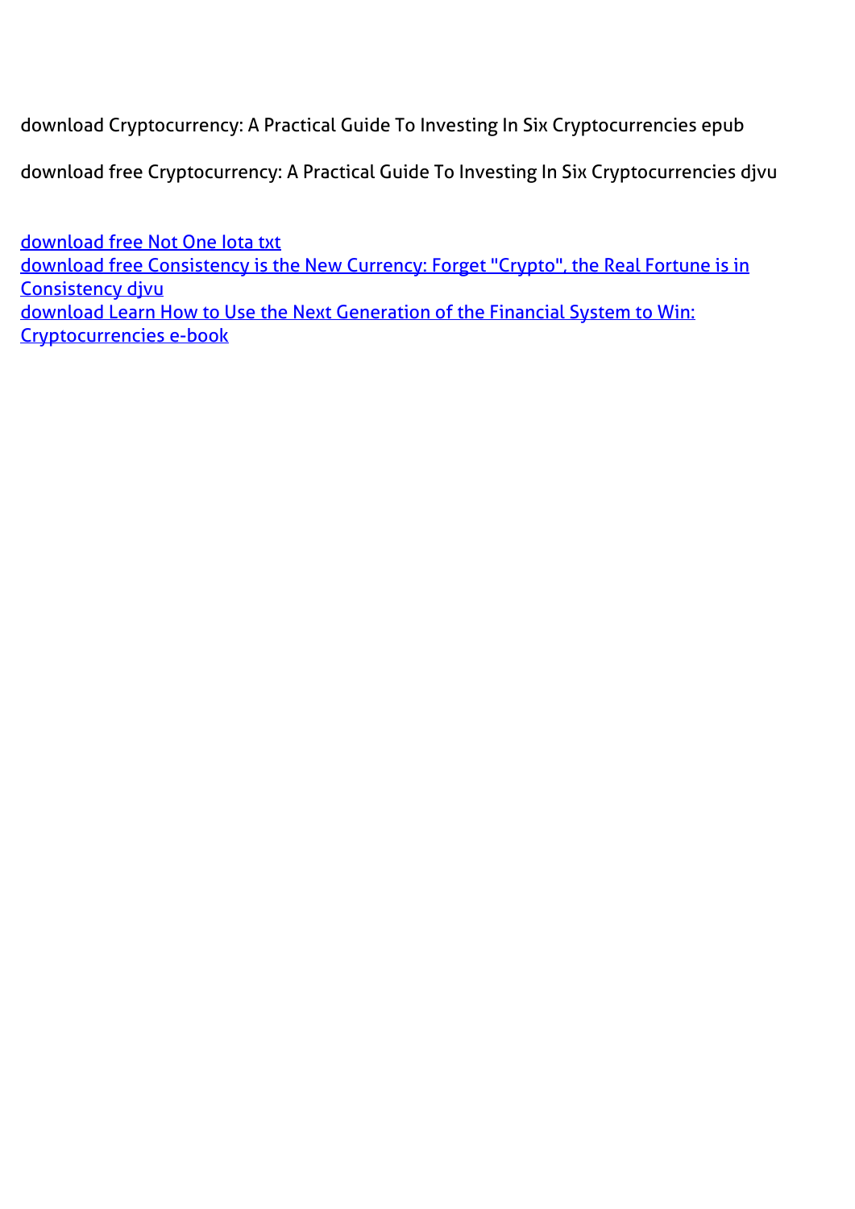download Cryptocurrency: A Practical Guide To Investing In Six Cryptocurrencies epub

download free Cryptocurrency: A Practical Guide To Investing In Six Cryptocurrencies djvu

download free Not One Iota txt
download free Consistency is the New Currency: Forget "Crypto", the Real Fortune is in Consistency djvu
download Learn How to Use the Next Generation of the Financial System to Win: Cryptocurrencies e-book